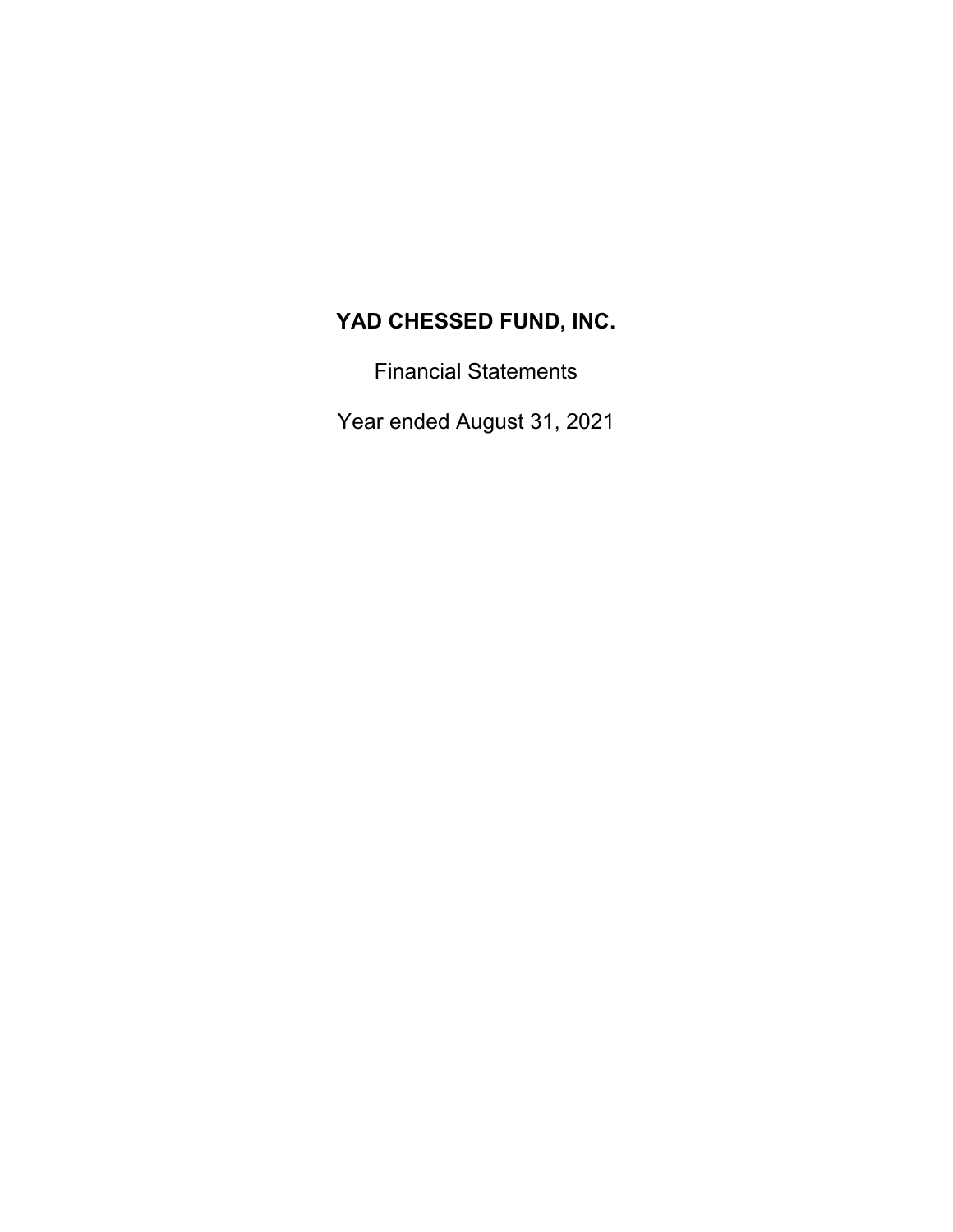# YAD CHESSED FUND, INC.

Financial Statements

Year ended August 31, 2021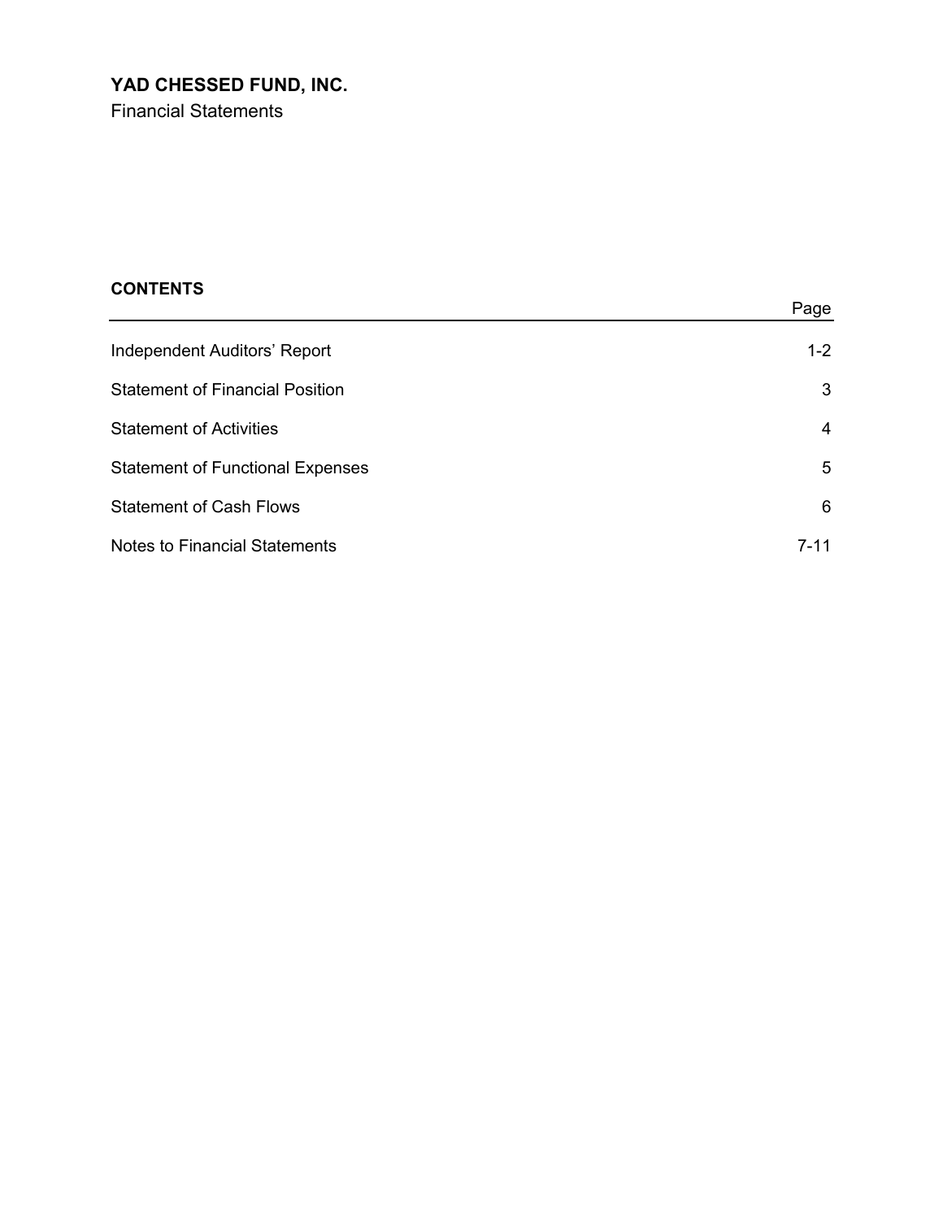# YAD CHESSED FUND, INC.

Financial Statements

**CONTENTS**

| | Page |
|---|---|
| Independent Auditors' Report | 1-2 |
| Statement of Financial Position | 3 |
| Statement of Activities | 4 |
| Statement of Functional Expenses | 5 |
| Statement of Cash Flows | 6 |
| Notes to Financial Statements | 7-11 |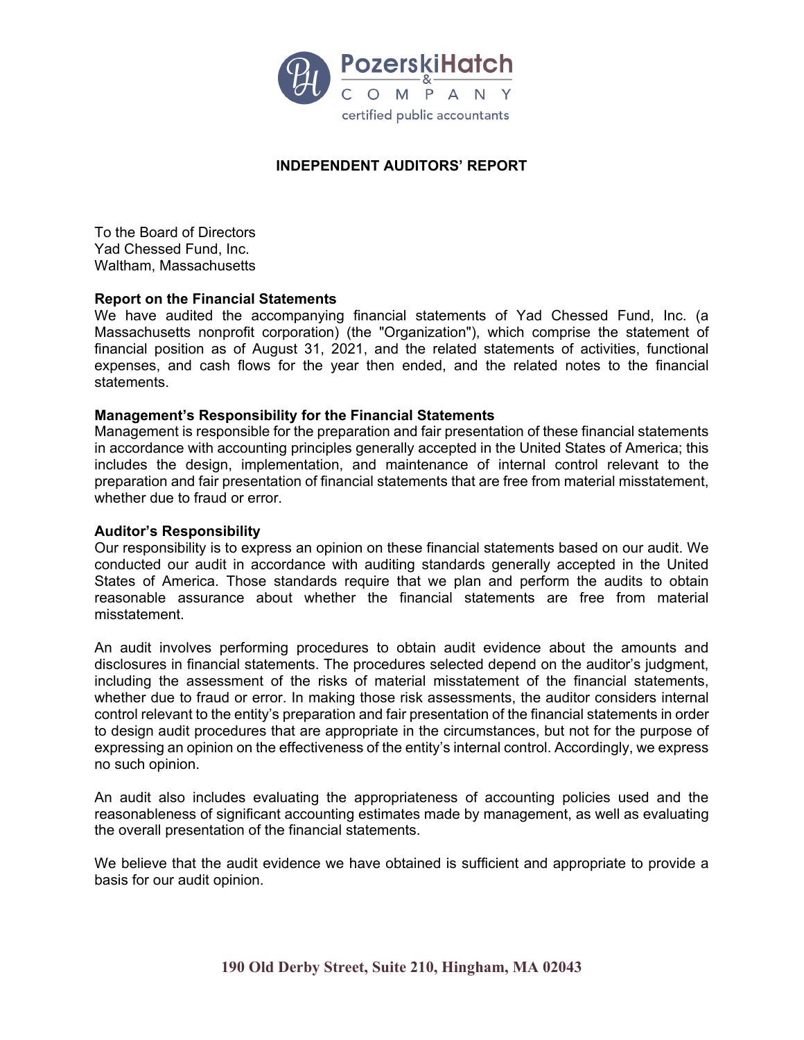# INDEPENDENT AUDITORS' REPORT

To the Board of Directors
Yad Chessed Fund, Inc.
Waltham, Massachusetts

**Report on the Financial Statements**

We have audited the accompanying financial statements of Yad Chessed Fund, Inc. (a Massachusetts nonprofit corporation) (the "Organization"), which comprise the statement of financial position as of August 31, 2021, and the related statements of activities, functional expenses, and cash flows for the year then ended, and the related notes to the financial statements.

**Management's Responsibility for the Financial Statements**

Management is responsible for the preparation and fair presentation of these financial statements in accordance with accounting principles generally accepted in the United States of America; this includes the design, implementation, and maintenance of internal control relevant to the preparation and fair presentation of financial statements that are free from material misstatement, whether due to fraud or error.

**Auditor's Responsibility**

Our responsibility is to express an opinion on these financial statements based on our audit. We conducted our audit in accordance with auditing standards generally accepted in the United States of America. Those standards require that we plan and perform the audits to obtain reasonable assurance about whether the financial statements are free from material misstatement.

An audit involves performing procedures to obtain audit evidence about the amounts and disclosures in financial statements. The procedures selected depend on the auditor's judgment, including the assessment of the risks of material misstatement of the financial statements, whether due to fraud or error. In making those risk assessments, the auditor considers internal control relevant to the entity's preparation and fair presentation of the financial statements in order to design audit procedures that are appropriate in the circumstances, but not for the purpose of expressing an opinion on the effectiveness of the entity's internal control. Accordingly, we express no such opinion.

An audit also includes evaluating the appropriateness of accounting policies used and the reasonableness of significant accounting estimates made by management, as well as evaluating the overall presentation of the financial statements.

We believe that the audit evidence we have obtained is sufficient and appropriate to provide a basis for our audit opinion.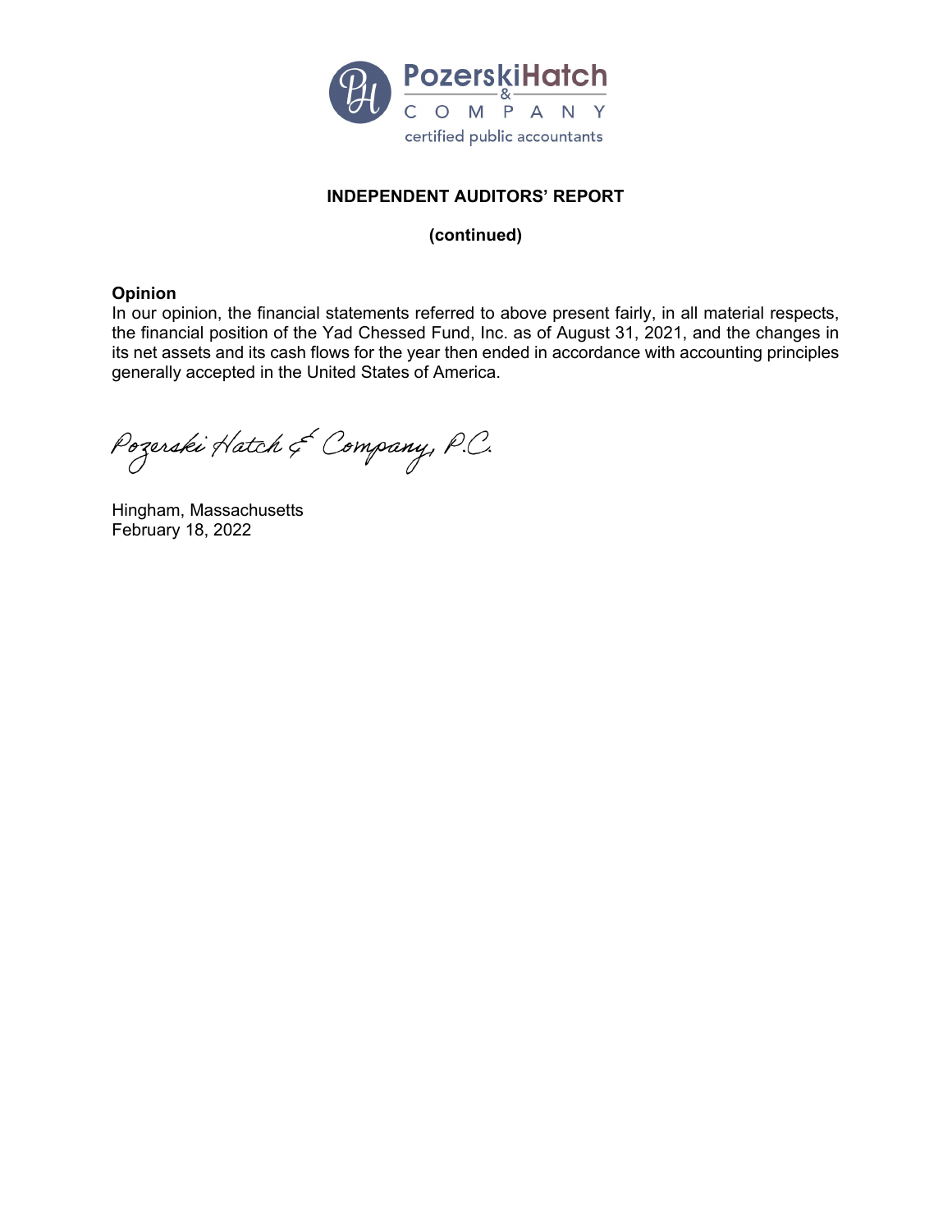PozerskiHatch & COMPANY certified public accountants

## INDEPENDENT AUDITORS' REPORT

**(continued)**

**Opinion**

In our opinion, the financial statements referred to above present fairly, in all material respects, the financial position of the Yad Chessed Fund, Inc. as of August 31, 2021, and the changes in its net assets and its cash flows for the year then ended in accordance with accounting principles generally accepted in the United States of America.

*Pozerski Hatch & Company, P.C.*

Hingham, Massachusetts
February 18, 2022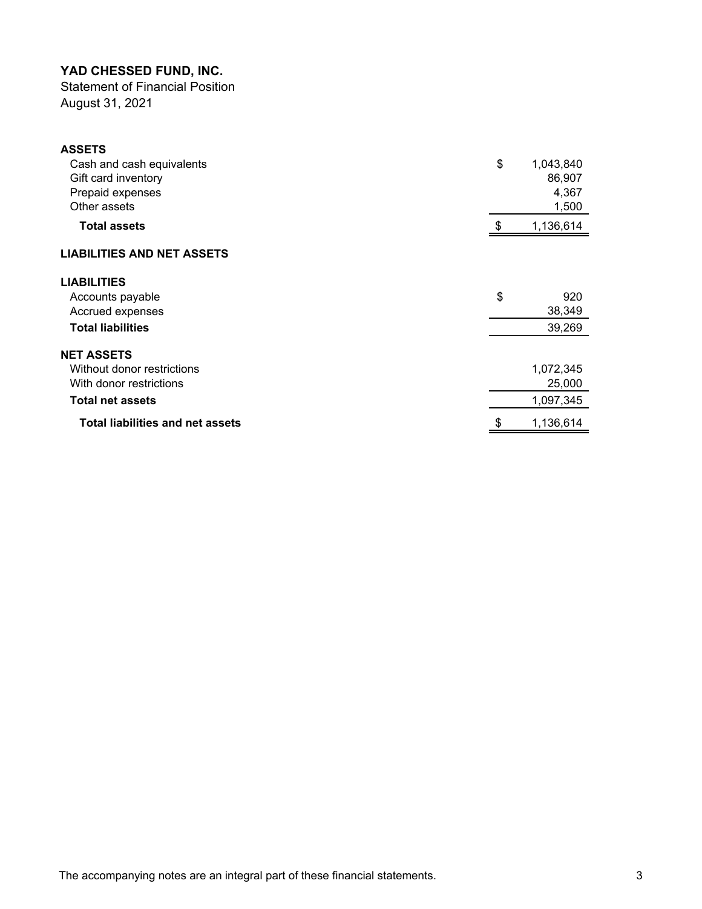# YAD CHESSED FUND, INC.

Statement of Financial Position
August 31, 2021

| | |
|---|---|
| **ASSETS** | |
| Cash and cash equivalents | $ 1,043,840 |
| Gift card inventory | 86,907 |
| Prepaid expenses | 4,367 |
| Other assets | 1,500 |
| **Total assets** | $ 1,136,614 |
| **LIABILITIES AND NET ASSETS** | |
| **LIABILITIES** | |
| Accounts payable | $ 920 |
| Accrued expenses | 38,349 |
| **Total liabilities** | 39,269 |
| **NET ASSETS** | |
| Without donor restrictions | 1,072,345 |
| With donor restrictions | 25,000 |
| **Total net assets** | 1,097,345 |
| **Total liabilities and net assets** | $ 1,136,614 |

The accompanying notes are an integral part of these financial statements.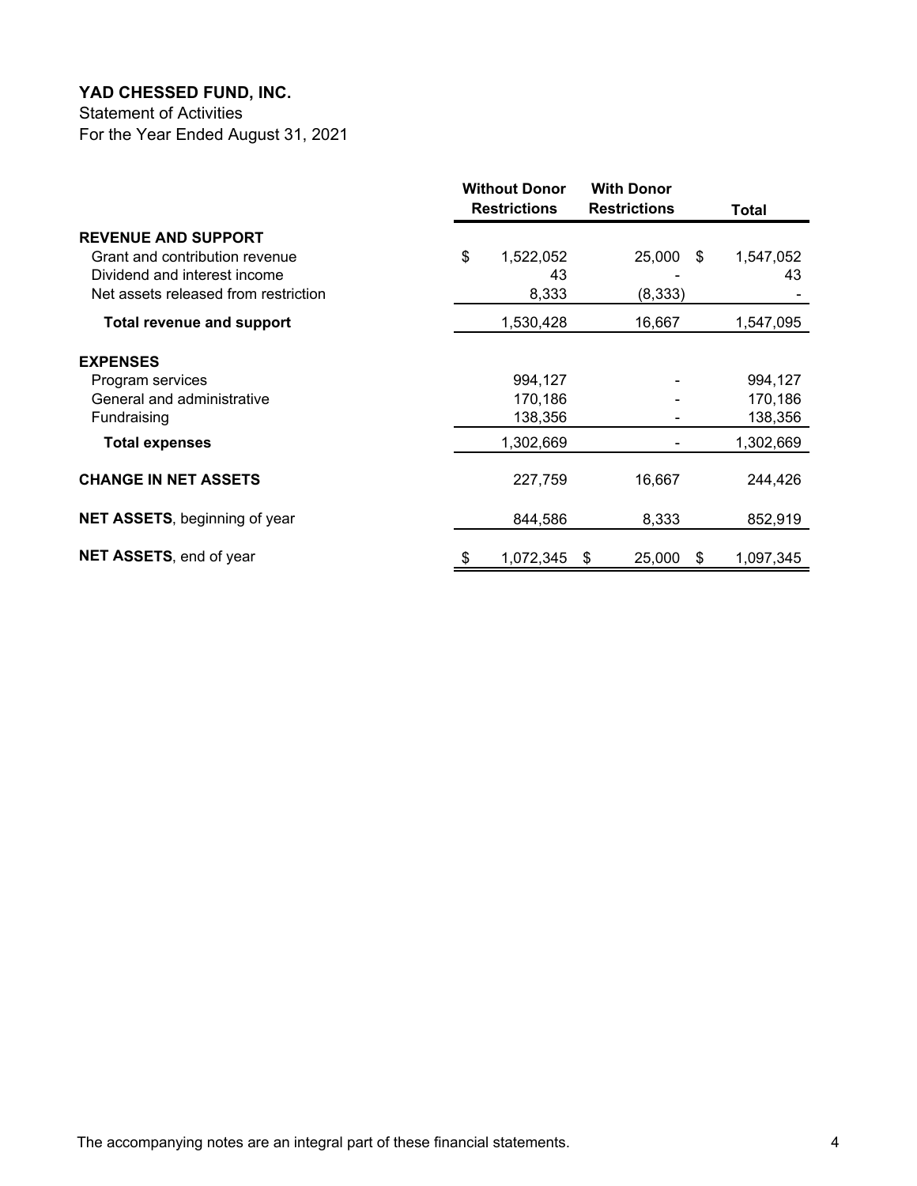# YAD CHESSED FUND, INC.

Statement of Activities
For the Year Ended August 31, 2021

| | Without Donor Restrictions | With Donor Restrictions | Total |
|---|---|---|---|
| **REVENUE AND SUPPORT** | | | |
| Grant and contribution revenue | $ 1,522,052 | 25,000 | $ 1,547,052 |
| Dividend and interest income | 43 | - | 43 |
| Net assets released from restriction | 8,333 | (8,333) | - |
| **Total revenue and support** | 1,530,428 | 16,667 | 1,547,095 |
| **EXPENSES** | | | |
| Program services | 994,127 | - | 994,127 |
| General and administrative | 170,186 | - | 170,186 |
| Fundraising | 138,356 | - | 138,356 |
| **Total expenses** | 1,302,669 | - | 1,302,669 |
| **CHANGE IN NET ASSETS** | 227,759 | 16,667 | 244,426 |
| **NET ASSETS**, beginning of year | 844,586 | 8,333 | 852,919 |
| **NET ASSETS**, end of year | $ 1,072,345 | $ 25,000 | $ 1,097,345 |

The accompanying notes are an integral part of these financial statements.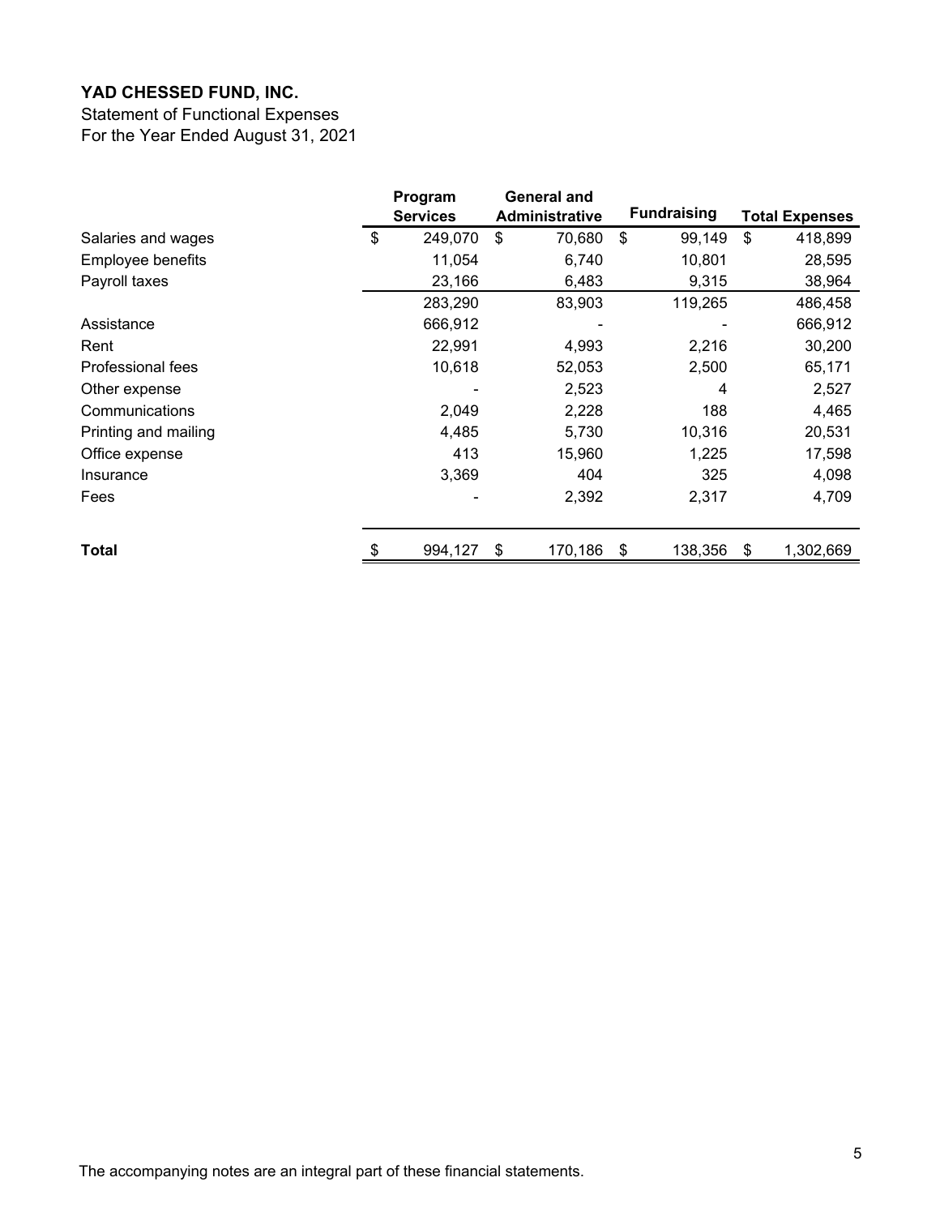**YAD CHESSED FUND, INC.**

Statement of Functional Expenses
For the Year Ended August 31, 2021

| | Program Services | General and Administrative | Fundraising | Total Expenses |
|---|---|---|---|---|
| Salaries and wages | $ 249,070 | $ 70,680 | $ 99,149 | $ 418,899 |
| Employee benefits | 11,054 | 6,740 | 10,801 | 28,595 |
| Payroll taxes | 23,166 | 6,483 | 9,315 | 38,964 |
| | 283,290 | 83,903 | 119,265 | 486,458 |
| Assistance | 666,912 | - | - | 666,912 |
| Rent | 22,991 | 4,993 | 2,216 | 30,200 |
| Professional fees | 10,618 | 52,053 | 2,500 | 65,171 |
| Other expense | - | 2,523 | 4 | 2,527 |
| Communications | 2,049 | 2,228 | 188 | 4,465 |
| Printing and mailing | 4,485 | 5,730 | 10,316 | 20,531 |
| Office expense | 413 | 15,960 | 1,225 | 17,598 |
| Insurance | 3,369 | 404 | 325 | 4,098 |
| Fees | - | 2,392 | 2,317 | 4,709 |
| **Total** | $ 994,127 | $ 170,186 | $ 138,356 | $ 1,302,669 |

The accompanying notes are an integral part of these financial statements.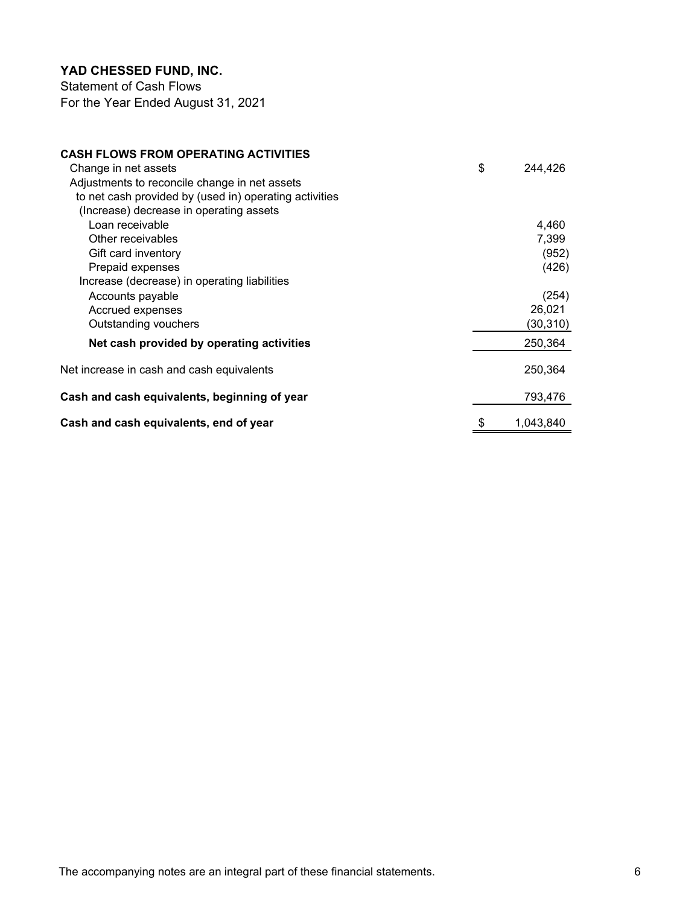# YAD CHESSED FUND, INC.

Statement of Cash Flows
For the Year Ended August 31, 2021

| | |
|---|---|
| **CASH FLOWS FROM OPERATING ACTIVITIES** | |
| Change in net assets | $ 244,426 |
| Adjustments to reconcile change in net assets to net cash provided by (used in) operating activities | |
| (Increase) decrease in operating assets | |
| Loan receivable | 4,460 |
| Other receivables | 7,399 |
| Gift card inventory | (952) |
| Prepaid expenses | (426) |
| Increase (decrease) in operating liabilities | |
| Accounts payable | (254) |
| Accrued expenses | 26,021 |
| Outstanding vouchers | (30,310) |
| **Net cash provided by operating activities** | 250,364 |
| Net increase in cash and cash equivalents | 250,364 |
| **Cash and cash equivalents, beginning of year** | 793,476 |
| **Cash and cash equivalents, end of year** | $ 1,043,840 |

The accompanying notes are an integral part of these financial statements.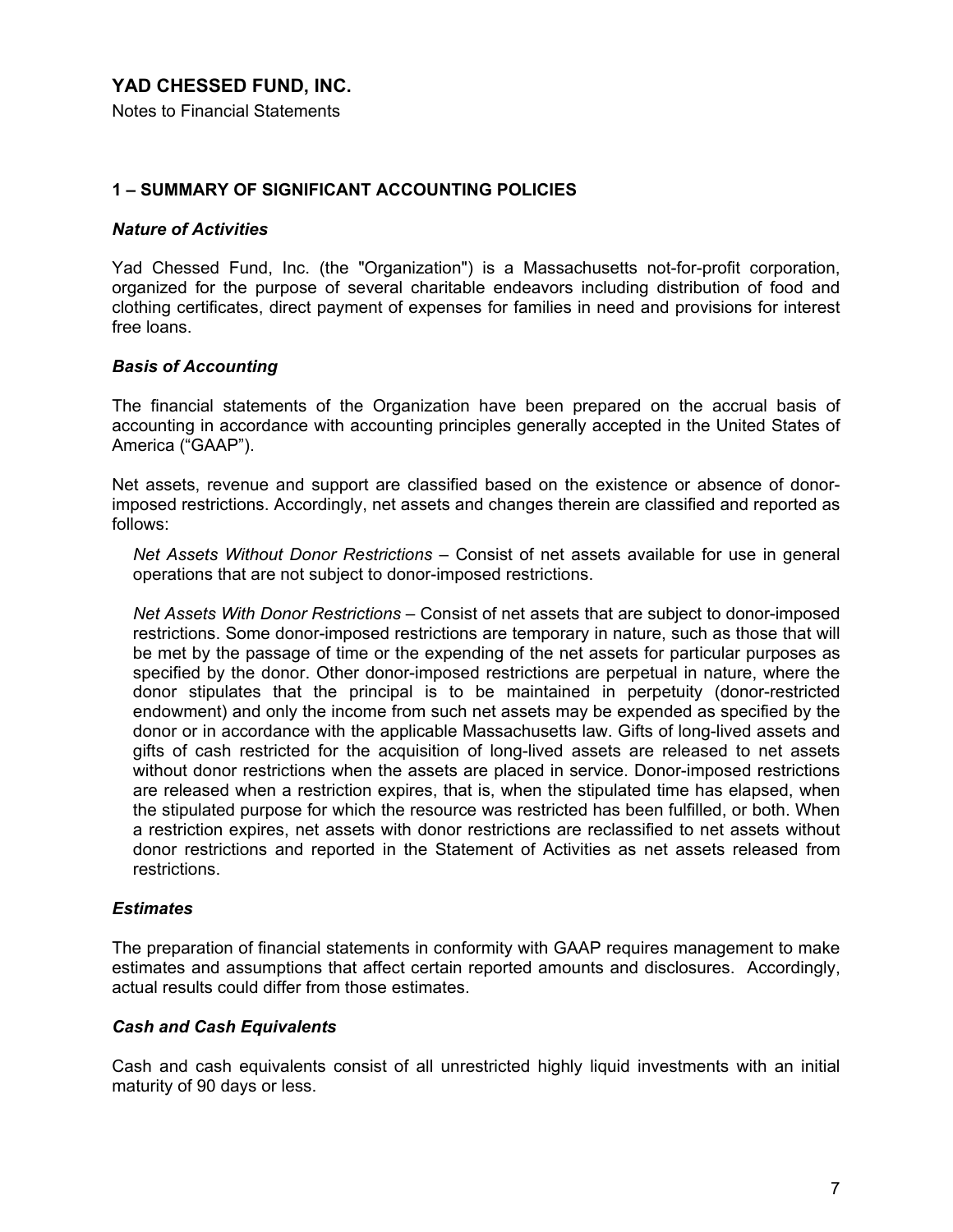# YAD CHESSED FUND, INC.

Notes to Financial Statements

## 1 – SUMMARY OF SIGNIFICANT ACCOUNTING POLICIES

### *Nature of Activities*

Yad Chessed Fund, Inc. (the "Organization") is a Massachusetts not-for-profit corporation, organized for the purpose of several charitable endeavors including distribution of food and clothing certificates, direct payment of expenses for families in need and provisions for interest free loans.

### *Basis of Accounting*

The financial statements of the Organization have been prepared on the accrual basis of accounting in accordance with accounting principles generally accepted in the United States of America ("GAAP").

Net assets, revenue and support are classified based on the existence or absence of donor-imposed restrictions. Accordingly, net assets and changes therein are classified and reported as follows:

*Net Assets Without Donor Restrictions* – Consist of net assets available for use in general operations that are not subject to donor-imposed restrictions.

*Net Assets With Donor Restrictions* – Consist of net assets that are subject to donor-imposed restrictions. Some donor-imposed restrictions are temporary in nature, such as those that will be met by the passage of time or the expending of the net assets for particular purposes as specified by the donor. Other donor-imposed restrictions are perpetual in nature, where the donor stipulates that the principal is to be maintained in perpetuity (donor-restricted endowment) and only the income from such net assets may be expended as specified by the donor or in accordance with the applicable Massachusetts law. Gifts of long-lived assets and gifts of cash restricted for the acquisition of long-lived assets are released to net assets without donor restrictions when the assets are placed in service. Donor-imposed restrictions are released when a restriction expires, that is, when the stipulated time has elapsed, when the stipulated purpose for which the resource was restricted has been fulfilled, or both. When a restriction expires, net assets with donor restrictions are reclassified to net assets without donor restrictions and reported in the Statement of Activities as net assets released from restrictions.

### *Estimates*

The preparation of financial statements in conformity with GAAP requires management to make estimates and assumptions that affect certain reported amounts and disclosures. Accordingly, actual results could differ from those estimates.

### *Cash and Cash Equivalents*

Cash and cash equivalents consist of all unrestricted highly liquid investments with an initial maturity of 90 days or less.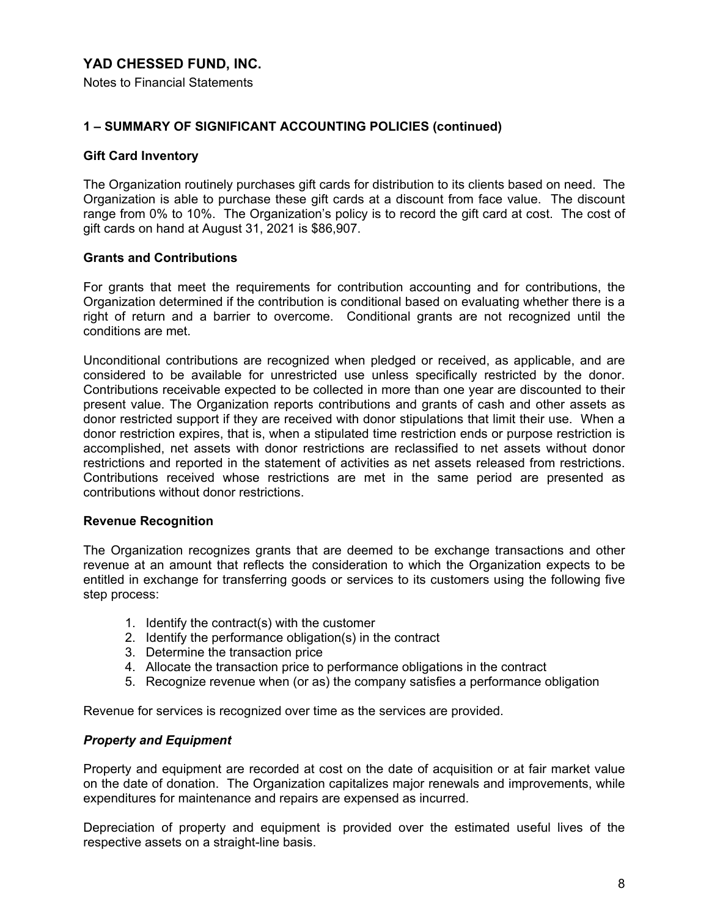# YAD CHESSED FUND, INC.

Notes to Financial Statements

## 1 – SUMMARY OF SIGNIFICANT ACCOUNTING POLICIES (continued)

### Gift Card Inventory

The Organization routinely purchases gift cards for distribution to its clients based on need. The Organization is able to purchase these gift cards at a discount from face value. The discount range from 0% to 10%. The Organization's policy is to record the gift card at cost. The cost of gift cards on hand at August 31, 2021 is $86,907.

### Grants and Contributions

For grants that meet the requirements for contribution accounting and for contributions, the Organization determined if the contribution is conditional based on evaluating whether there is a right of return and a barrier to overcome. Conditional grants are not recognized until the conditions are met.

Unconditional contributions are recognized when pledged or received, as applicable, and are considered to be available for unrestricted use unless specifically restricted by the donor. Contributions receivable expected to be collected in more than one year are discounted to their present value. The Organization reports contributions and grants of cash and other assets as donor restricted support if they are received with donor stipulations that limit their use. When a donor restriction expires, that is, when a stipulated time restriction ends or purpose restriction is accomplished, net assets with donor restrictions are reclassified to net assets without donor restrictions and reported in the statement of activities as net assets released from restrictions. Contributions received whose restrictions are met in the same period are presented as contributions without donor restrictions.

### Revenue Recognition

The Organization recognizes grants that are deemed to be exchange transactions and other revenue at an amount that reflects the consideration to which the Organization expects to be entitled in exchange for transferring goods or services to its customers using the following five step process:

1. Identify the contract(s) with the customer
2. Identify the performance obligation(s) in the contract
3. Determine the transaction price
4. Allocate the transaction price to performance obligations in the contract
5. Recognize revenue when (or as) the company satisfies a performance obligation

Revenue for services is recognized over time as the services are provided.

### *Property and Equipment*

Property and equipment are recorded at cost on the date of acquisition or at fair market value on the date of donation. The Organization capitalizes major renewals and improvements, while expenditures for maintenance and repairs are expensed as incurred.

Depreciation of property and equipment is provided over the estimated useful lives of the respective assets on a straight-line basis.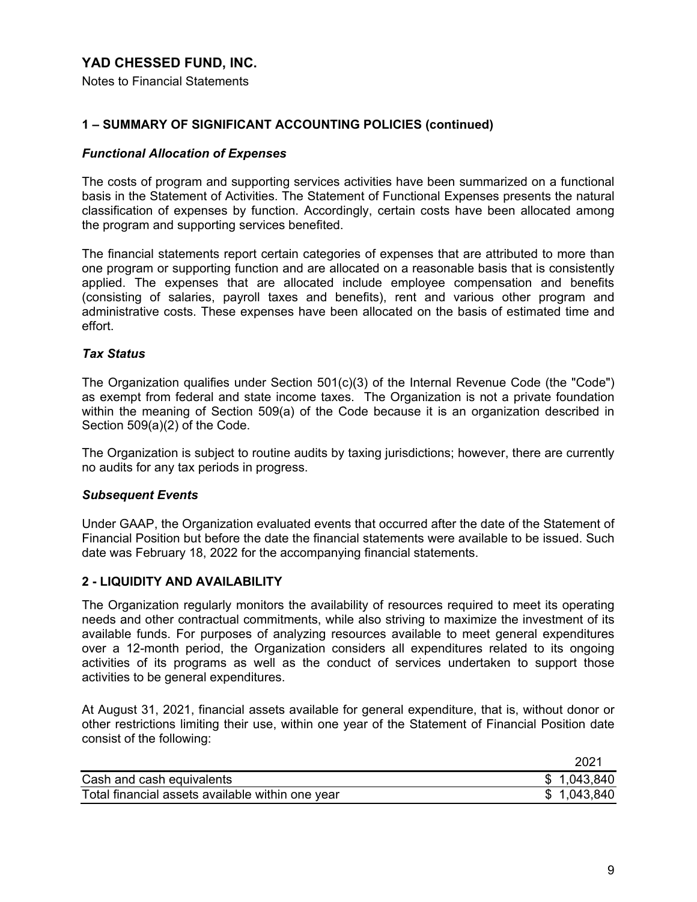# YAD CHESSED FUND, INC.

Notes to Financial Statements

## 1 – SUMMARY OF SIGNIFICANT ACCOUNTING POLICIES (continued)

### *Functional Allocation of Expenses*

The costs of program and supporting services activities have been summarized on a functional basis in the Statement of Activities. The Statement of Functional Expenses presents the natural classification of expenses by function. Accordingly, certain costs have been allocated among the program and supporting services benefited.

The financial statements report certain categories of expenses that are attributed to more than one program or supporting function and are allocated on a reasonable basis that is consistently applied. The expenses that are allocated include employee compensation and benefits (consisting of salaries, payroll taxes and benefits), rent and various other program and administrative costs. These expenses have been allocated on the basis of estimated time and effort.

### *Tax Status*

The Organization qualifies under Section 501(c)(3) of the Internal Revenue Code (the "Code") as exempt from federal and state income taxes. The Organization is not a private foundation within the meaning of Section 509(a) of the Code because it is an organization described in Section 509(a)(2) of the Code.

The Organization is subject to routine audits by taxing jurisdictions; however, there are currently no audits for any tax periods in progress.

### *Subsequent Events*

Under GAAP, the Organization evaluated events that occurred after the date of the Statement of Financial Position but before the date the financial statements were available to be issued. Such date was February 18, 2022 for the accompanying financial statements.

## 2 - LIQUIDITY AND AVAILABILITY

The Organization regularly monitors the availability of resources required to meet its operating needs and other contractual commitments, while also striving to maximize the investment of its available funds. For purposes of analyzing resources available to meet general expenditures over a 12-month period, the Organization considers all expenditures related to its ongoing activities of its programs as well as the conduct of services undertaken to support those activities to be general expenditures.

At August 31, 2021, financial assets available for general expenditure, that is, without donor or other restrictions limiting their use, within one year of the Statement of Financial Position date consist of the following:

| | 2021 |
|---|---|
| Cash and cash equivalents | $ 1,043,840 |
| Total financial assets available within one year | $ 1,043,840 |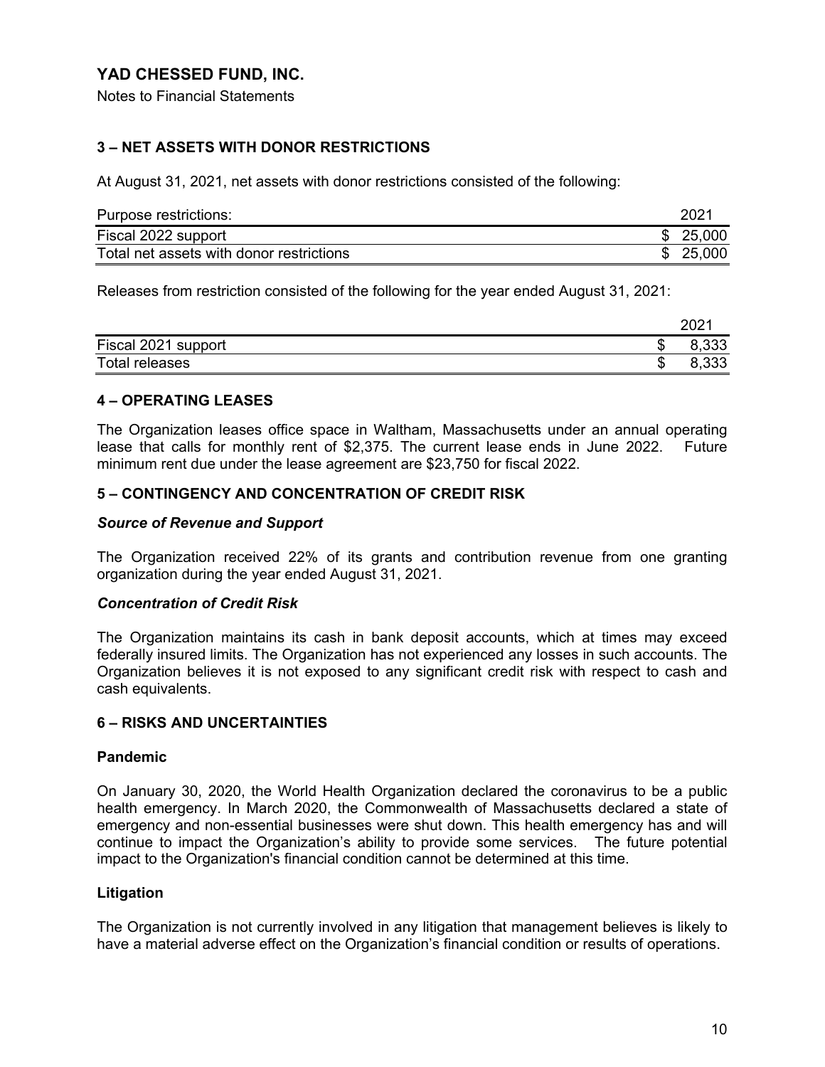## YAD CHESSED FUND, INC.

Notes to Financial Statements

### 3 – NET ASSETS WITH DONOR RESTRICTIONS

At August 31, 2021, net assets with donor restrictions consisted of the following:

| Purpose restrictions: | 2021 |
|---|---|
| Fiscal 2022 support | $ 25,000 |
| Total net assets with donor restrictions | $ 25,000 |

Releases from restriction consisted of the following for the year ended August 31, 2021:

| | 2021 |
|---|---|
| Fiscal 2021 support | $ 8,333 |
| Total releases | $ 8,333 |

### 4 – OPERATING LEASES

The Organization leases office space in Waltham, Massachusetts under an annual operating lease that calls for monthly rent of $2,375. The current lease ends in June 2022. Future minimum rent due under the lease agreement are $23,750 for fiscal 2022.

### 5 – CONTINGENCY AND CONCENTRATION OF CREDIT RISK

#### *Source of Revenue and Support*

The Organization received 22% of its grants and contribution revenue from one granting organization during the year ended August 31, 2021.

#### *Concentration of Credit Risk*

The Organization maintains its cash in bank deposit accounts, which at times may exceed federally insured limits. The Organization has not experienced any losses in such accounts. The Organization believes it is not exposed to any significant credit risk with respect to cash and cash equivalents.

### 6 – RISKS AND UNCERTAINTIES

#### Pandemic

On January 30, 2020, the World Health Organization declared the coronavirus to be a public health emergency. In March 2020, the Commonwealth of Massachusetts declared a state of emergency and non-essential businesses were shut down. This health emergency has and will continue to impact the Organization's ability to provide some services. The future potential impact to the Organization's financial condition cannot be determined at this time.

#### Litigation

The Organization is not currently involved in any litigation that management believes is likely to have a material adverse effect on the Organization's financial condition or results of operations.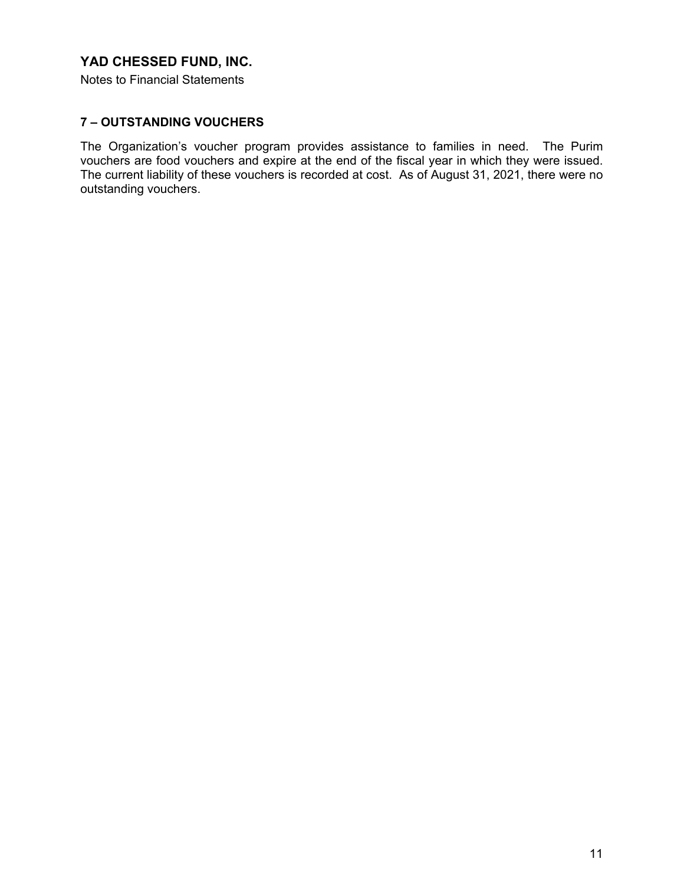# YAD CHESSED FUND, INC.

Notes to Financial Statements

## 7 – OUTSTANDING VOUCHERS

The Organization's voucher program provides assistance to families in need. The Purim vouchers are food vouchers and expire at the end of the fiscal year in which they were issued. The current liability of these vouchers is recorded at cost. As of August 31, 2021, there were no outstanding vouchers.